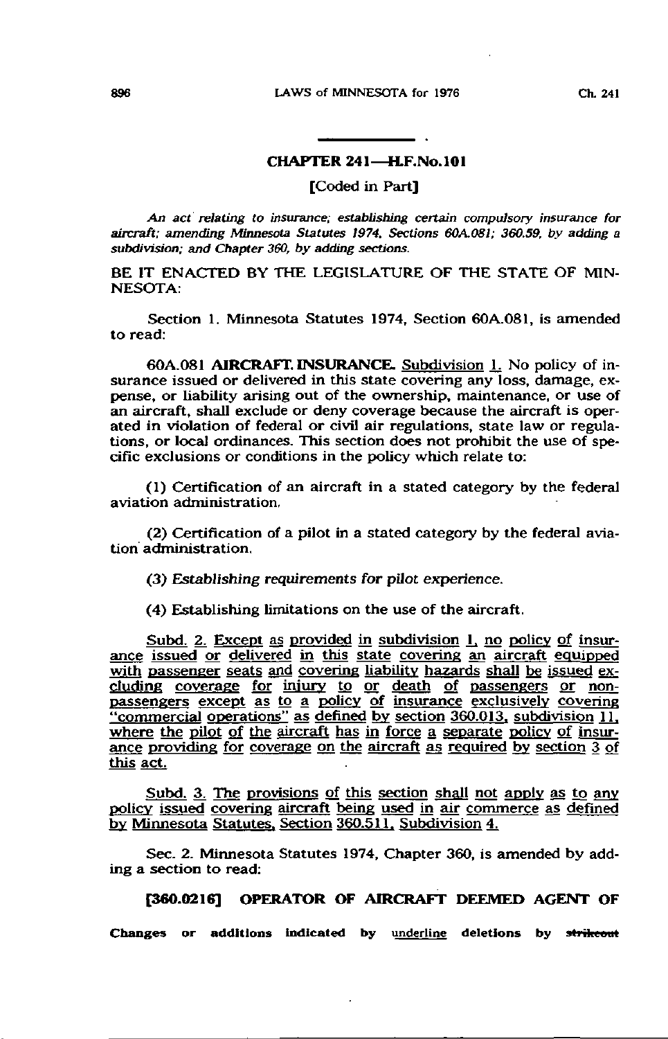## CHAPTER 241—H.F.No.101

[Coded in Part]

*An act relating to insurance; establishing certain compulsory insurance for aircraft; amending Minnesota Statutes 1974, Sections 60A.081; 360.59, by adding a subdivision; and Chapter 360, by adding sections.*

BE IT ENACTED BY THE LEGISLATURE OF THE STATE OF MINNESOTA:

Section 1. Minnesota Statutes 1974, Section 60A.081, is amended to read:

60A.081 **AIRCRAFT. INSURANCE.** Subdivision 1. No policy of insurance issued or delivered in this state covering any loss, damage, expense, or liability arising out of the ownership, maintenance, or use of an aircraft, shall exclude or deny coverage because the aircraft is operated in violation of federal or civil air regulations, state law or regulations, or local ordinances. This section does not prohibit the use of specific exclusions or conditions in the policy which relate to:

(1) Certification of an aircraft in a stated category by the federal aviation administration.

(2) Certification of a pilot in a stated category by the federal aviation administration.

*(3) Establishing requirements for pilot experience.*

(4) Establishing limitations on the use of the aircraft.

Subd. 2. Except as provided in subdivision 1, no policy of insurance issued or delivered in this state covering an aircraft equipped with passenger seats and covering liability hazards shall be issued excluding coverage for injury to or death of passengers or non-passengers except as to a policy of insurance exclusively covering "commercial operations" as defined by section 360.013, subdivision 11, where the pilot of the aircraft has in force a separate policy of insurance providing for coverage on the aircraft as required by section 3 of this act.

Subd. 3. The provisions of this section shall not apply as to any policy issued covering aircraft being used in air commerce as defined by Minnesota Statutes, Section 360.511, Subdivision 4.

Sec. 2. Minnesota Statutes 1974, Chapter 360, is amended by adding a section to read:

**[360.0216] OPERATOR OF AIRCRAFT DEEMED AGENT OF**

Changes or additions indicated by underline deletions by ~~strikeout~~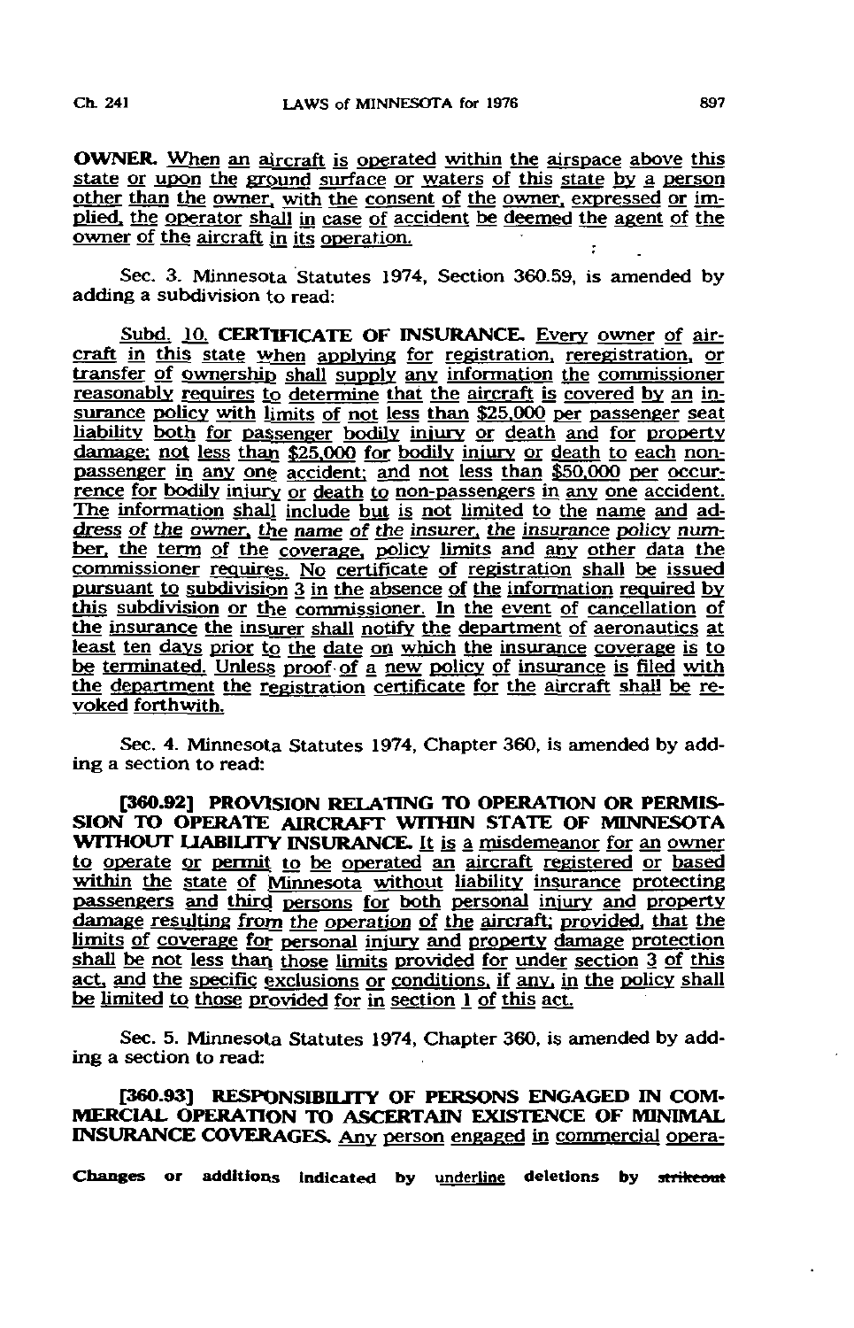**OWNER.** When an aircraft is operated within the airspace above this state or upon the ground surface or waters of this state by a person other than the owner, with the consent of the owner, expressed or implied, the operator shall in case of accident be deemed the agent of the owner of the aircraft in its operation.

Sec. 3. Minnesota Statutes 1974, Section 360.59, is amended by adding a subdivision to read:

Subd. 10. **CERTIFICATE OF INSURANCE.** Every owner of aircraft in this state when applying for registration, reregistration, or transfer of ownership shall supply any information the commissioner reasonably requires to determine that the aircraft is covered by an insurance policy with limits of not less than $25,000 per passenger seat liability both for passenger bodily injury or death and for property damage; not less than $25,000 for bodily injury or death to each non-passenger in any one accident; and not less than $50,000 per occurrence for bodily injury or death to non-passengers in any one accident. The information shall include but is not limited to the name and address of the owner, the name of the insurer, the insurance policy number, the term of the coverage, policy limits and any other data the commissioner requires. No certificate of registration shall be issued pursuant to subdivision 3 in the absence of the information required by this subdivision or the commissioner. In the event of cancellation of the insurance the insurer shall notify the department of aeronautics at least ten days prior to the date on which the insurance coverage is to be terminated. Unless proof of a new policy of insurance is filed with the department the registration certificate for the aircraft shall be revoked forthwith.

Sec. 4. Minnesota Statutes 1974, Chapter 360, is amended by adding a section to read:

**[360.92] PROVISION RELATING TO OPERATION OR PERMISSION TO OPERATE AIRCRAFT WITHIN STATE OF MINNESOTA WITHOUT LIABILITY INSURANCE.** It is a misdemeanor for an owner to operate or permit to be operated an aircraft registered or based within the state of Minnesota without liability insurance protecting passengers and third persons for both personal injury and property damage resulting from the operation of the aircraft; provided, that the limits of coverage for personal injury and property damage protection shall be not less than those limits provided for under section 3 of this act, and the specific exclusions or conditions, if any, in the policy shall be limited to those provided for in section 1 of this act.

Sec. 5. Minnesota Statutes 1974, Chapter 360, is amended by adding a section to read:

**[360.93] RESPONSIBILITY OF PERSONS ENGAGED IN COMMERCIAL OPERATION TO ASCERTAIN EXISTENCE OF MINIMAL INSURANCE COVERAGES.** Any person engaged in commercial opera-

**Changes or additions indicated by underline deletions by strikeout**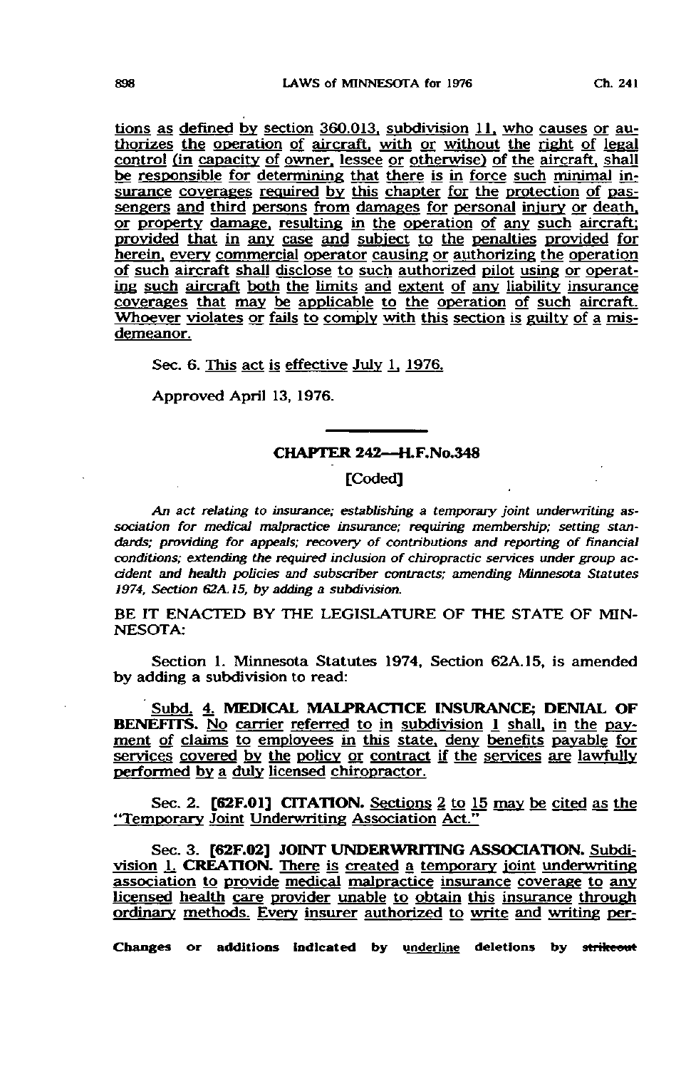tions as defined by section 360.013, subdivision 11, who causes or authorizes the operation of aircraft, with or without the right of legal control (in capacity of owner, lessee or otherwise) of the aircraft, shall be responsible for determining that there is in force such minimal insurance coverages required by this chapter for the protection of passengers and third persons from damages for personal injury or death, or property damage, resulting in the operation of any such aircraft; provided that in any case and subject to the penalties provided for herein, every commercial operator causing or authorizing the operation of such aircraft shall disclose to such authorized pilot using or operating such aircraft both the limits and extent of any liability insurance coverages that may be applicable to the operation of such aircraft. Whoever violates or fails to comply with this section is guilty of a misdemeanor.

Sec. 6. This act is effective July 1, 1976.

Approved April 13, 1976.

## CHAPTER 242—H.F.No.348

[Coded]

*An act relating to insurance; establishing a temporary joint underwriting association for medical malpractice insurance; requiring membership; setting standards; providing for appeals; recovery of contributions and reporting of financial conditions; extending the required inclusion of chiropractic services under group accident and health policies and subscriber contracts; amending Minnesota Statutes 1974, Section 62A.15, by adding a subdivision.*

BE IT ENACTED BY THE LEGISLATURE OF THE STATE OF MINNESOTA:

Section 1. Minnesota Statutes 1974, Section 62A.15, is amended by adding a subdivision to read:

Subd. 4. **MEDICAL MALPRACTICE INSURANCE; DENIAL OF BENEFITS.** No carrier referred to in subdivision 1 shall, in the payment of claims to employees in this state, deny benefits payable for services covered by the policy or contract if the services are lawfully performed by a duly licensed chiropractor.

Sec. 2. **[62F.01] CITATION.** Sections 2 to 15 may be cited as the "Temporary Joint Underwriting Association Act."

Sec. 3. **[62F.02] JOINT UNDERWRITING ASSOCIATION.** Subdivision 1. **CREATION.** There is created a temporary joint underwriting association to provide medical malpractice insurance coverage to any licensed health care provider unable to obtain this insurance through ordinary methods. Every insurer authorized to write and writing per-

**Changes or additions indicated by** underline **deletions by** ~~strikeout~~